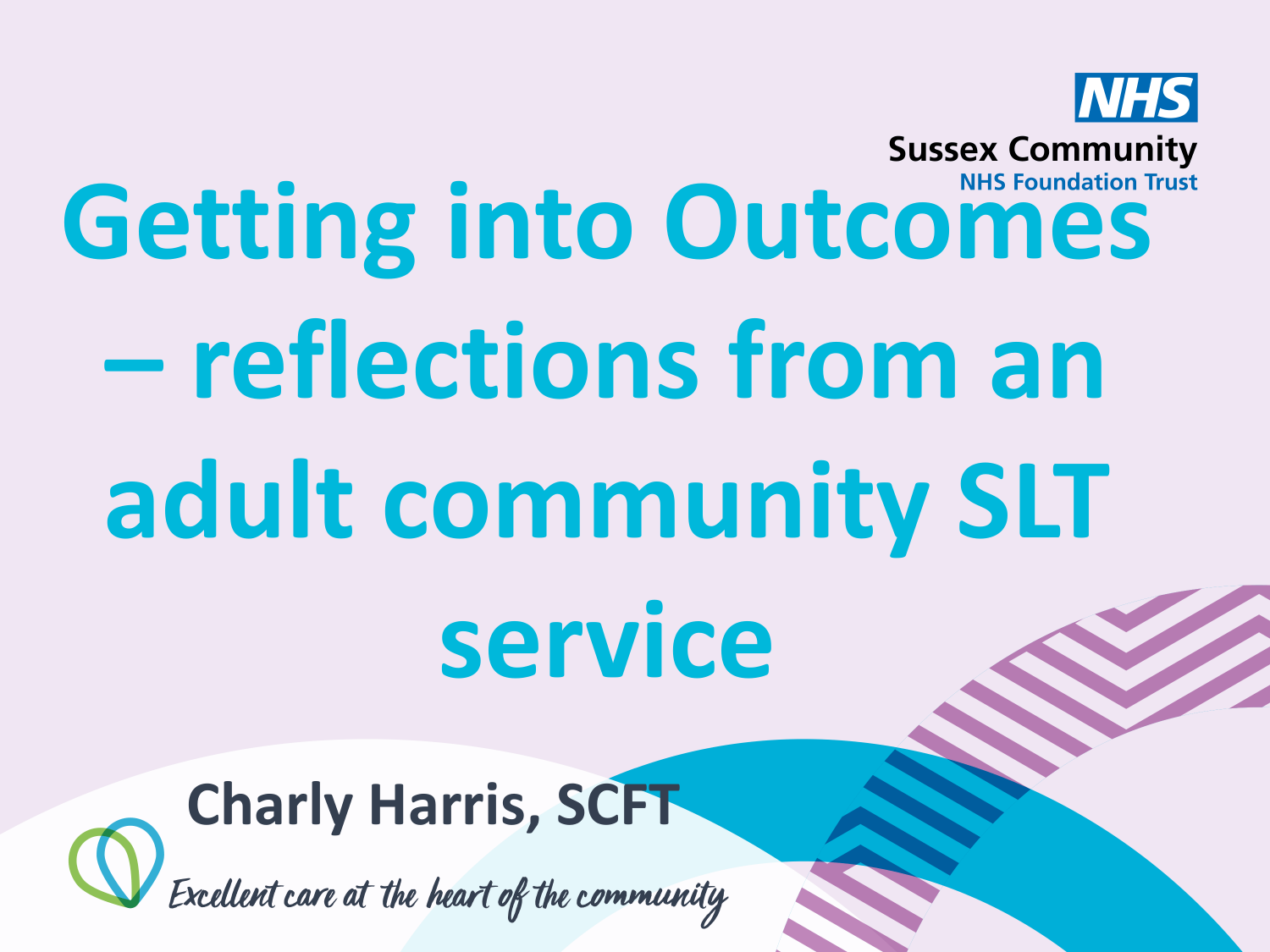NHS
Sussex Community
NHS Foundation Trust

# Getting into Outcomes – reflections from an adult community SLT service

**Charly Harris, SCFT**

*Excellent care at the heart of the community*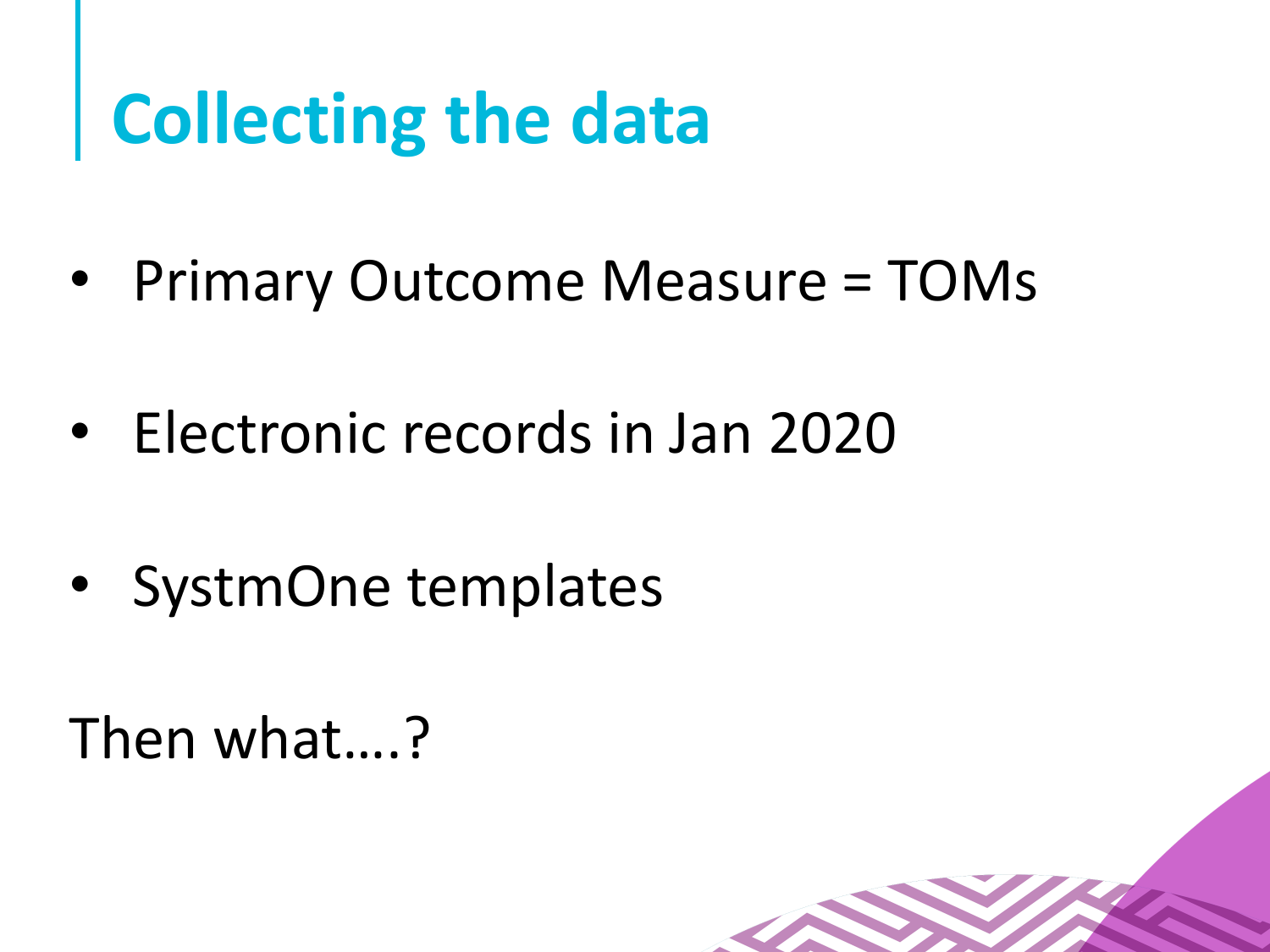# Collecting the data

- Primary Outcome Measure = TOMs
- Electronic records in Jan 2020
- SystmOne templates

Then what….?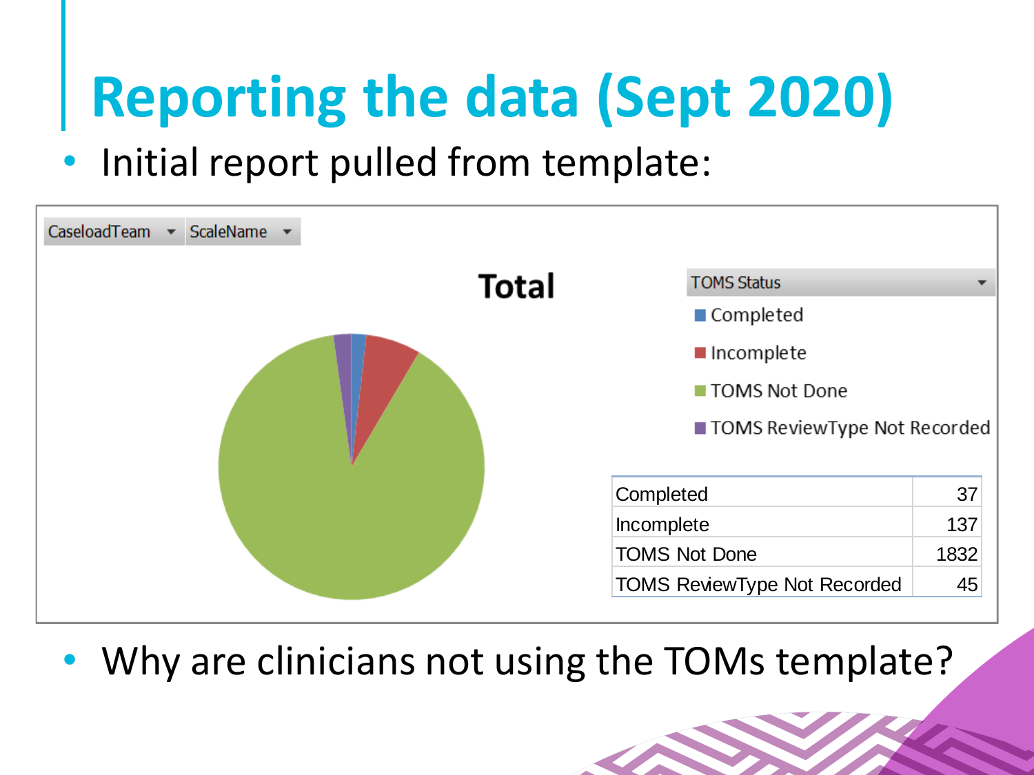# Reporting the data (Sept 2020)

- Initial report pulled from template:

CaseloadTeam | ScaleName

**Total**

TOMS Status

- Completed
- Incomplete
- TOMS Not Done
- TOMS ReviewType Not Recorded

| | |
|---|---|
| Completed | 37 |
| Incomplete | 137 |
| TOMS Not Done | 1832 |
| TOMS ReviewType Not Recorded | 45 |

- Why are clinicians not using the TOMs template?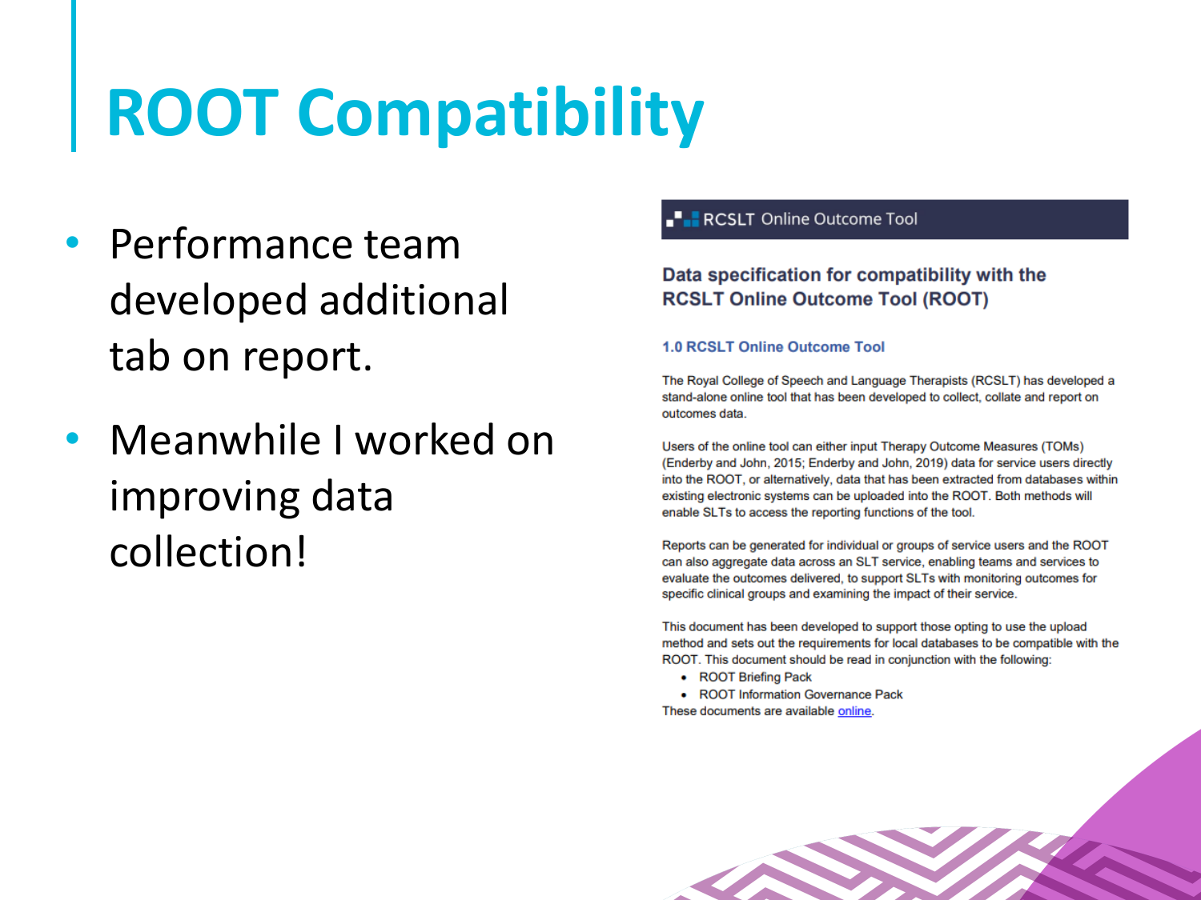# ROOT Compatibility

- Performance team developed additional tab on report.
- Meanwhile I worked on improving data collection!

RCSLT Online Outcome Tool

## Data specification for compatibility with the RCSLT Online Outcome Tool (ROOT)

### 1.0 RCSLT Online Outcome Tool

The Royal College of Speech and Language Therapists (RCSLT) has developed a stand-alone online tool that has been developed to collect, collate and report on outcomes data.

Users of the online tool can either input Therapy Outcome Measures (TOMs) (Enderby and John, 2015; Enderby and John, 2019) data for service users directly into the ROOT, or alternatively, data that has been extracted from databases within existing electronic systems can be uploaded into the ROOT. Both methods will enable SLTs to access the reporting functions of the tool.

Reports can be generated for individual or groups of service users and the ROOT can also aggregate data across an SLT service, enabling teams and services to evaluate the outcomes delivered, to support SLTs with monitoring outcomes for specific clinical groups and examining the impact of their service.

This document has been developed to support those opting to use the upload method and sets out the requirements for local databases to be compatible with the ROOT. This document should be read in conjunction with the following:

- ROOT Briefing Pack
- ROOT Information Governance Pack

These documents are available online.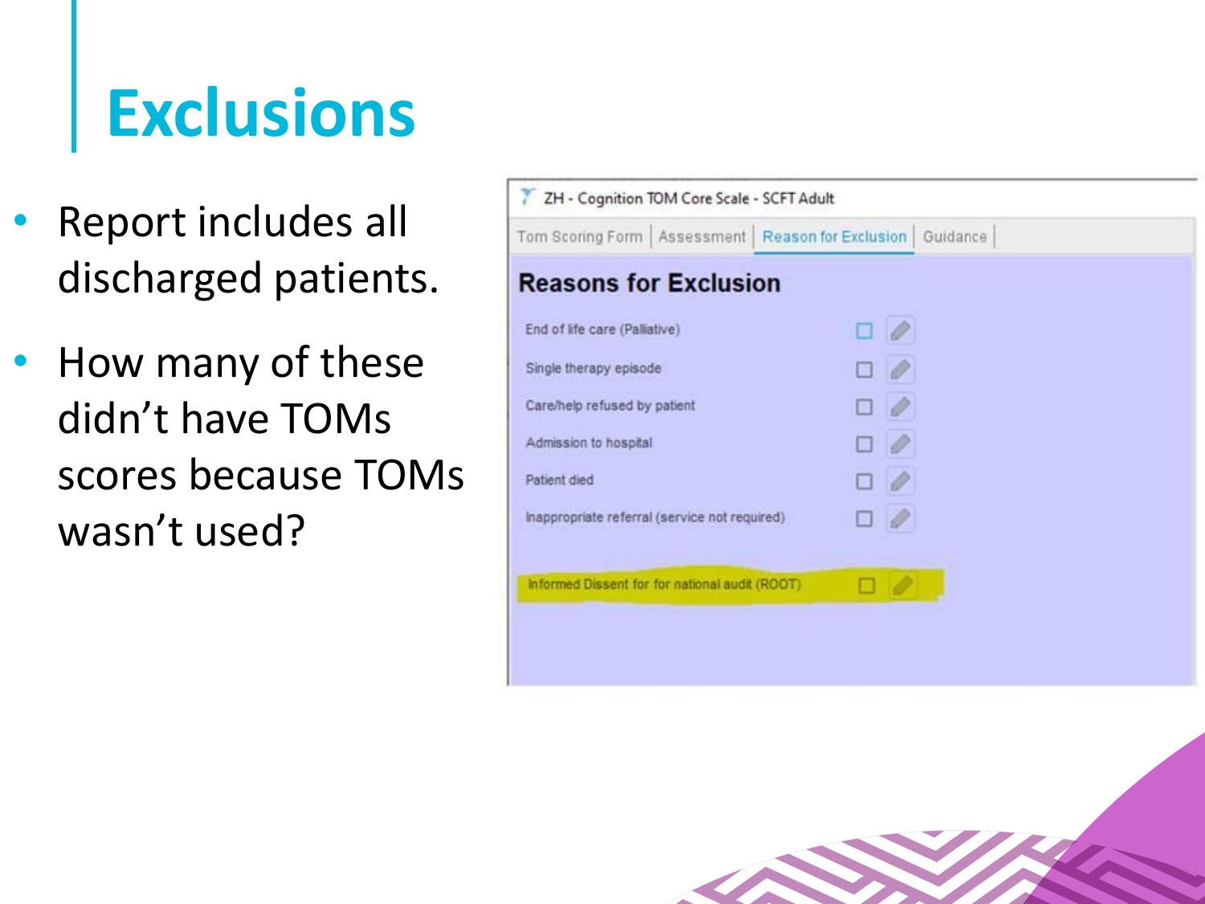# Exclusions

- Report includes all discharged patients.
- How many of these didn't have TOMs scores because TOMs wasn't used?

ZH - Cognition TOM Core Scale - SCFT Adult

Tom Scoring Form | Assessment | Reason for Exclusion | Guidance

## Reasons for Exclusion

- End of life care (Palliative) ☐
- Single therapy episode ☐
- Care/help refused by patient ☐
- Admission to hospital ☐
- Patient died ☐
- Inappropriate referral (service not required) ☐
- Informed Dissent for for national audit (ROOT) ☐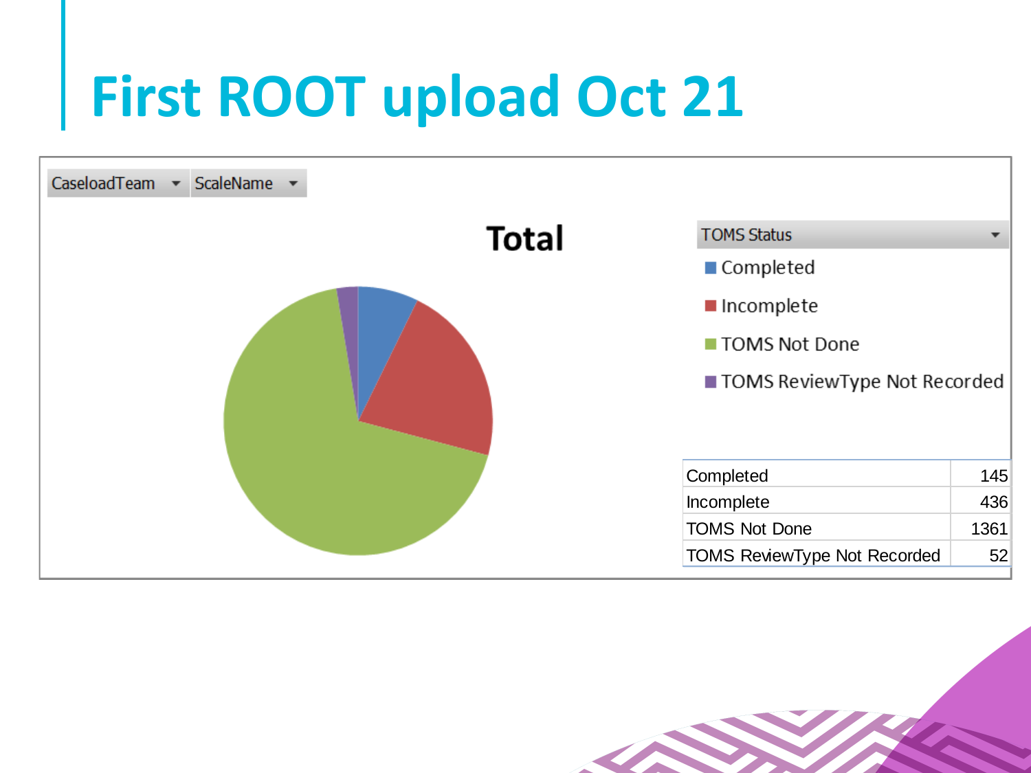# First ROOT upload Oct 21

CaseloadTeam ScaleName

**Total**

TOMS Status

- Completed
- Incomplete
- TOMS Not Done
- TOMS ReviewType Not Recorded

| | |
|---|---|
| Completed | 145 |
| Incomplete | 436 |
| TOMS Not Done | 1361 |
| TOMS ReviewType Not Recorded | 52 |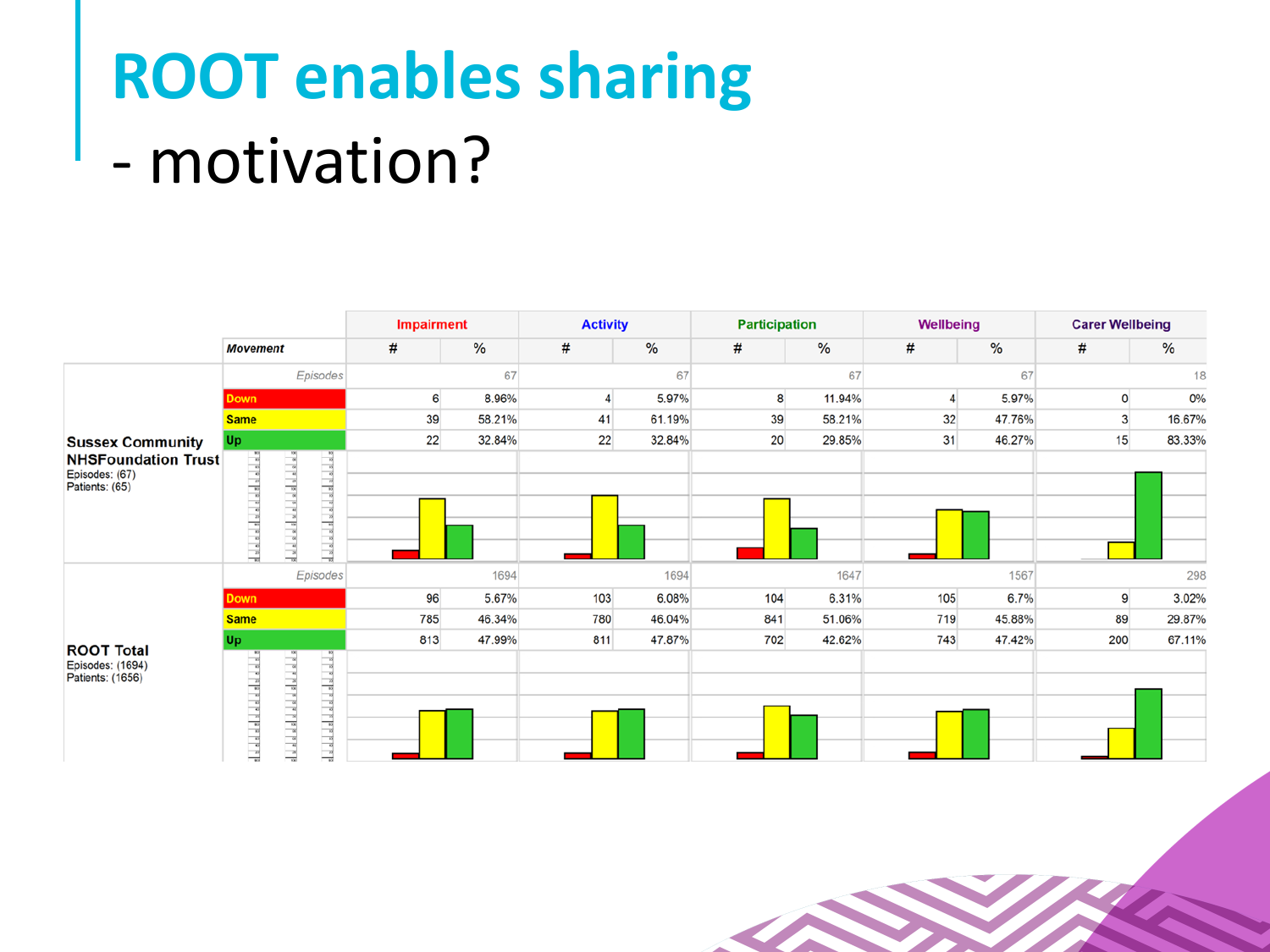# ROOT enables sharing

## - motivation?

| | Movement | Impairment | | Activity | | Participation | | Wellbeing | | Carer Wellbeing | |
|---|---|---|---|---|---|---|---|---|---|---|---|
| | | # | % | # | % | # | % | # | % | # | % |
| **Sussex Community NHSFoundation Trust** Episodes: (67) Patients: (65) | Episodes | | 67 | | 67 | | 67 | | 67 | | 18 |
| | Down | 6 | 8.96% | 4 | 5.97% | 8 | 11.94% | 4 | 5.97% | 0 | 0% |
| | Same | 39 | 58.21% | 41 | 61.19% | 39 | 58.21% | 32 | 47.76% | 3 | 16.67% |
| | Up | 22 | 32.84% | 22 | 32.84% | 20 | 29.85% | 31 | 46.27% | 15 | 83.33% |
| **ROOT Total** Episodes: (1694) Patients: (1656) | Episodes | | 1694 | | 1694 | | 1647 | | 1567 | | 298 |
| | Down | 96 | 5.67% | 103 | 6.08% | 104 | 6.31% | 105 | 6.7% | 9 | 3.02% |
| | Same | 785 | 46.34% | 780 | 46.04% | 841 | 51.06% | 719 | 45.88% | 89 | 29.87% |
| | Up | 813 | 47.99% | 811 | 47.87% | 702 | 42.62% | 743 | 47.42% | 200 | 67.11% |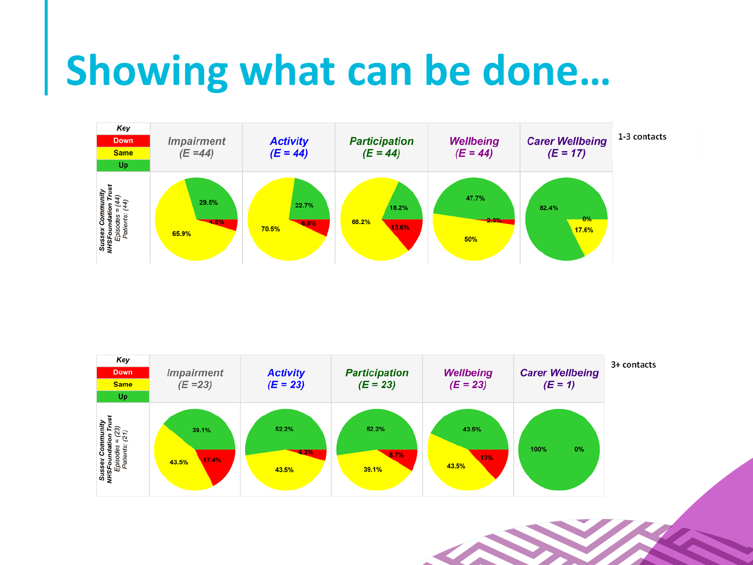# Showing what can be done…

**1-3 contacts**

Sussex Community NHSFoundation Trust — Episodes = (44), Patients: (44)

| Key | Impairment (E =44) | Activity (E = 44) | Participation (E = 44) | Wellbeing (E = 44) | Carer Wellbeing (E = 17) |
|---|---|---|---|---|---|
| Down | 4.5% | 6.8% | 13.6% | 2.3% | 0% |
| Same | 65.9% | 70.5% | 68.2% | 50% | 17.6% |
| Up | 29.5% | 22.7% | 18.2% | 47.7% | 82.4% |

**3+ contacts**

Sussex Community NHSFoundation Trust — Episodes = (23), Patients: (21)

| Key | Impairment (E =23) | Activity (E = 23) | Participation (E = 23) | Wellbeing (E = 23) | Carer Wellbeing (E = 1) |
|---|---|---|---|---|---|
| Down | 17.4% | 4.3% | 8.7% | 13% | 0% |
| Same | 43.5% | 43.5% | 39.1% | 43.5% | |
| Up | 39.1% | 52.2% | 52.2% | 43.5% | 100% |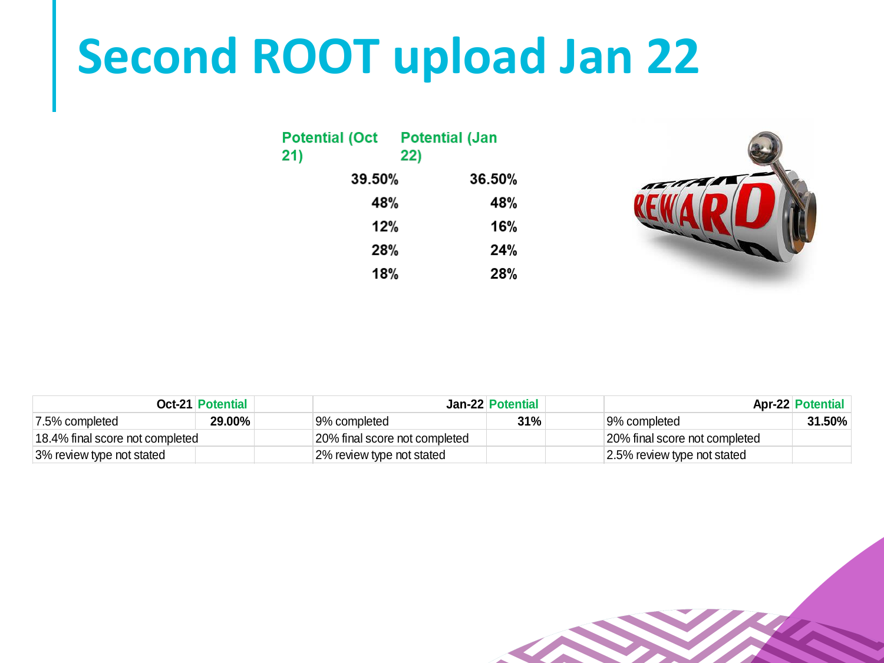# Second ROOT upload Jan 22

| Potential (Oct 21) | Potential (Jan 22) |
|---|---|
| 39.50% | 36.50% |
| 48% | 48% |
| 12% | 16% |
| 28% | 24% |
| 18% | 28% |

| Oct-21 | Potential | | Jan-22 | Potential | | Apr-22 | Potential |
|---|---|---|---|---|---|---|---|
| 7.5% completed | **29.00%** | | 9% completed | **31%** | | 9% completed | **31.50%** |
| 18.4% final score not completed | | | 20% final score not completed | | | 20% final score not completed | |
| 3% review type not stated | | | 2% review type not stated | | | 2.5% review type not stated | |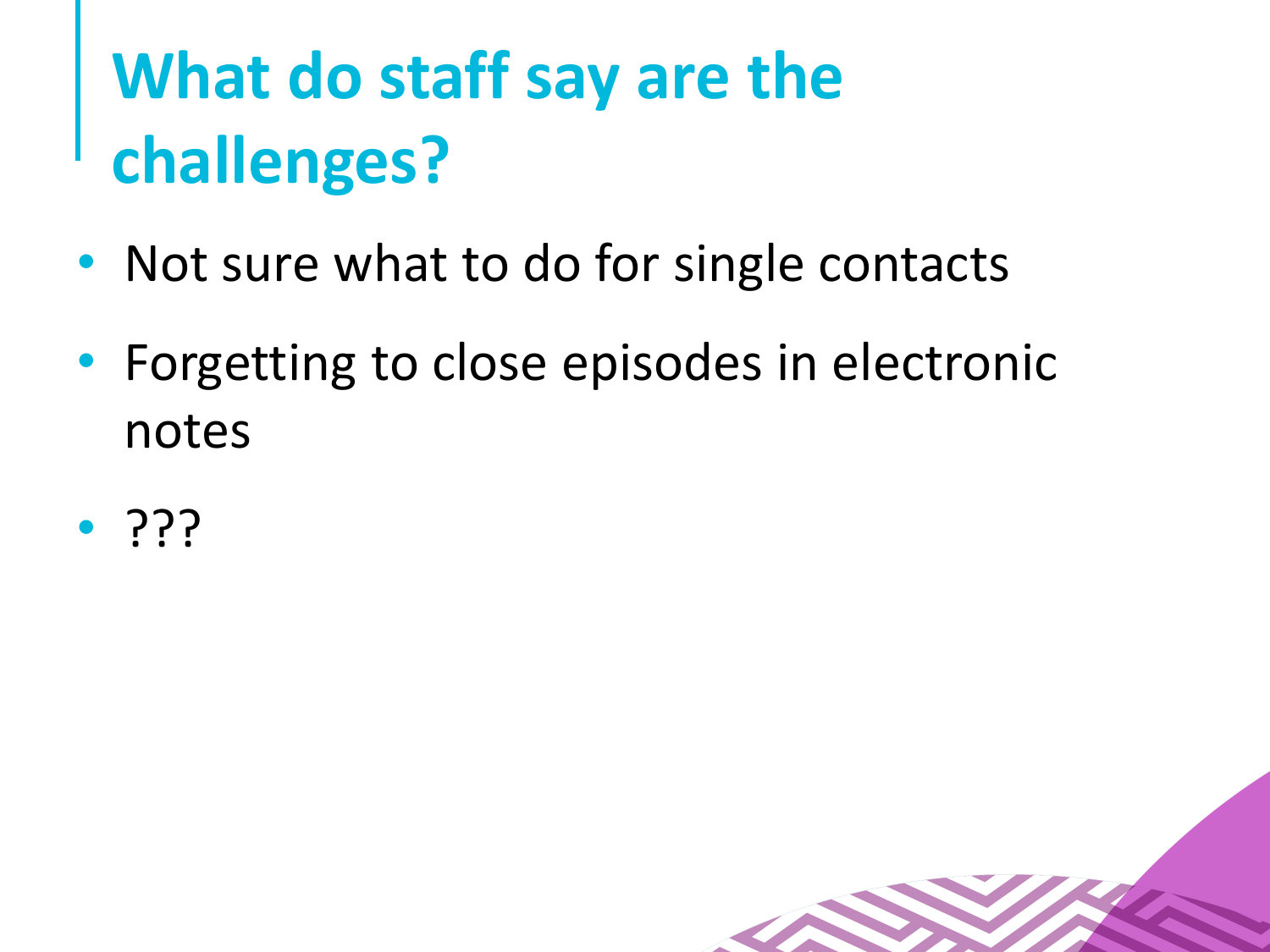# What do staff say are the challenges?

- Not sure what to do for single contacts
- Forgetting to close episodes in electronic notes
- ???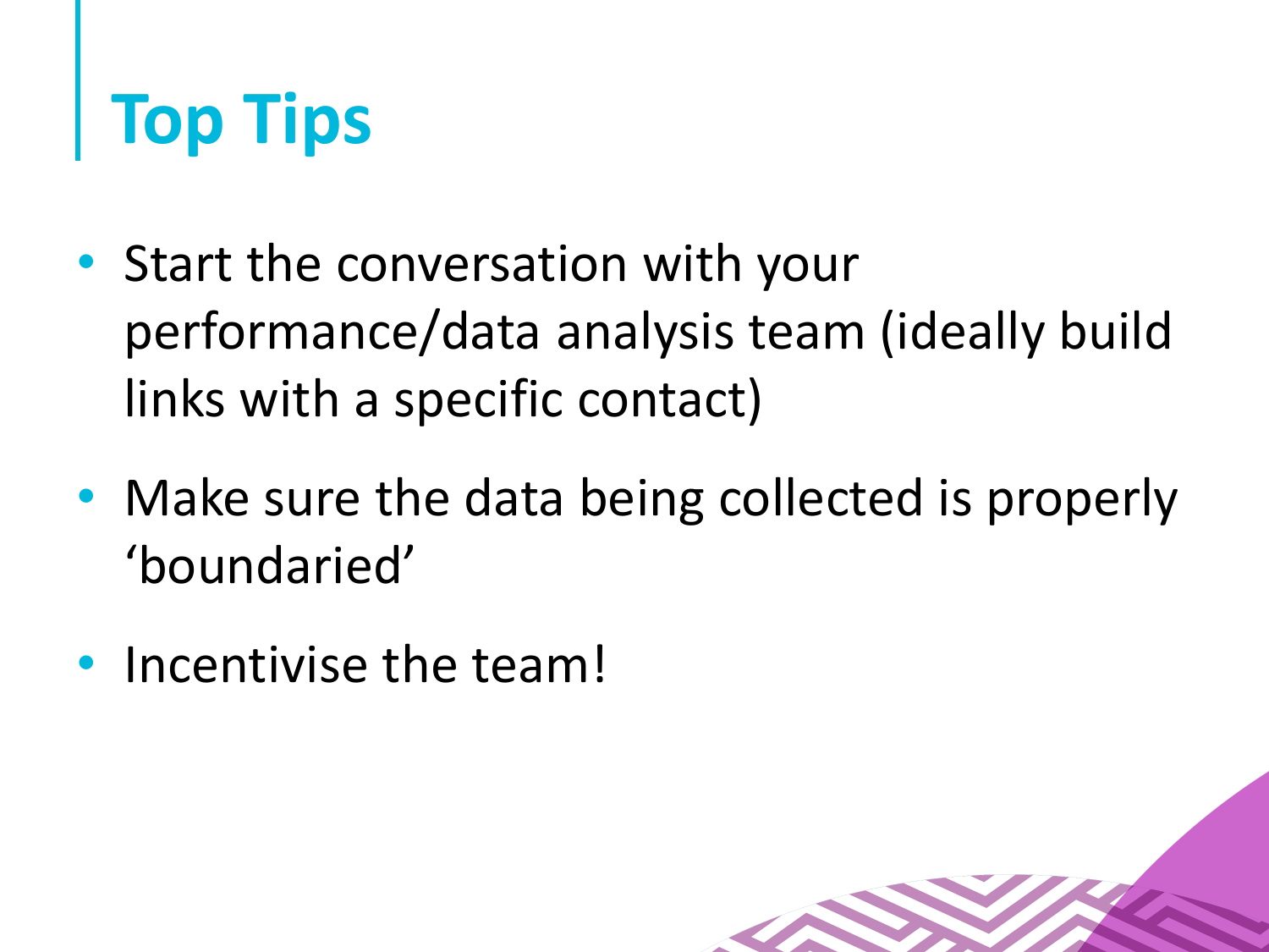# Top Tips

- Start the conversation with your performance/data analysis team (ideally build links with a specific contact)
- Make sure the data being collected is properly ‘boundaried’
- Incentivise the team!